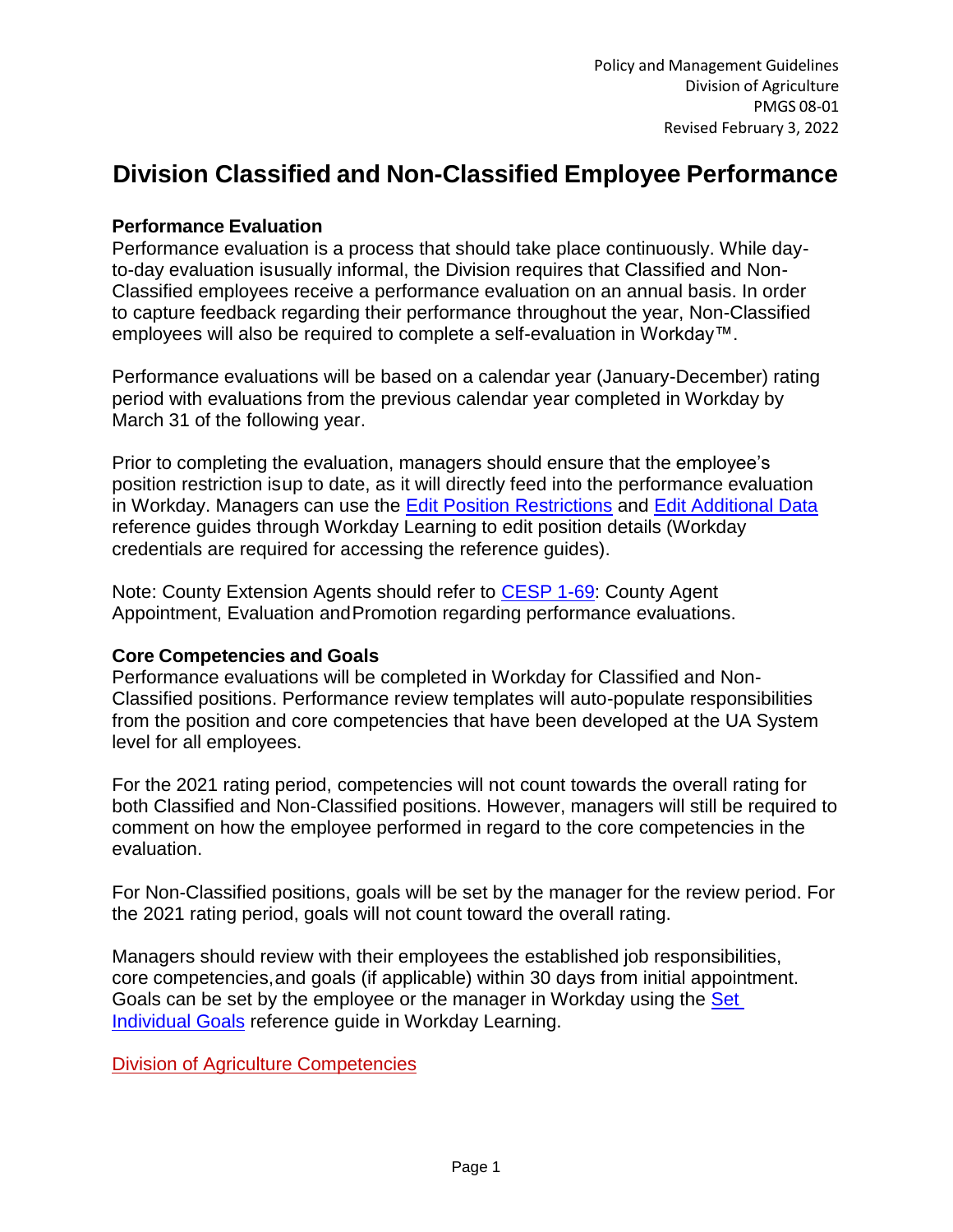Policy and Management Guidelines
Division of Agriculture
PMGS 08-01
Revised February 3, 2022

# Division Classified and Non-Classified Employee Performance

## Performance Evaluation

Performance evaluation is a process that should take place continuously. While day-to-day evaluation is usually informal, the Division requires that Classified and Non-Classified employees receive a performance evaluation on an annual basis. In order to capture feedback regarding their performance throughout the year, Non-Classified employees will also be required to complete a self-evaluation in Workday™.

Performance evaluations will be based on a calendar year (January-December) rating period with evaluations from the previous calendar year completed in Workday by March 31 of the following year.

Prior to completing the evaluation, managers should ensure that the employee's position restriction is up to date, as it will directly feed into the performance evaluation in Workday. Managers can use the Edit Position Restrictions and Edit Additional Data reference guides through Workday Learning to edit position details (Workday credentials are required for accessing the reference guides).

Note: County Extension Agents should refer to CESP 1-69: County Agent Appointment, Evaluation and Promotion regarding performance evaluations.

## Core Competencies and Goals

Performance evaluations will be completed in Workday for Classified and Non-Classified positions. Performance review templates will auto-populate responsibilities from the position and core competencies that have been developed at the UA System level for all employees.

For the 2021 rating period, competencies will not count towards the overall rating for both Classified and Non-Classified positions. However, managers will still be required to comment on how the employee performed in regard to the core competencies in the evaluation.

For Non-Classified positions, goals will be set by the manager for the review period. For the 2021 rating period, goals will not count toward the overall rating.

Managers should review with their employees the established job responsibilities, core competencies, and goals (if applicable) within 30 days from initial appointment. Goals can be set by the employee or the manager in Workday using the Set Individual Goals reference guide in Workday Learning.

Division of Agriculture Competencies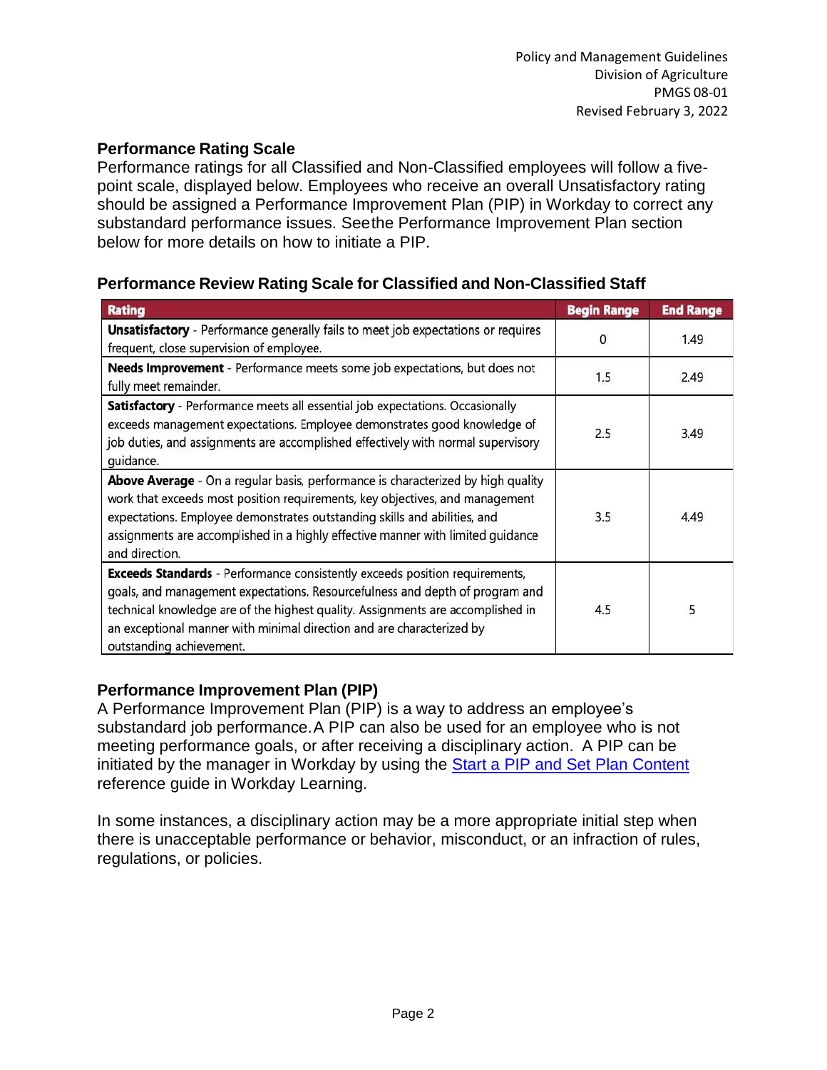## Performance Rating Scale

Performance ratings for all Classified and Non-Classified employees will follow a five-point scale, displayed below. Employees who receive an overall Unsatisfactory rating should be assigned a Performance Improvement Plan (PIP) in Workday to correct any substandard performance issues. Seethe Performance Improvement Plan section below for more details on how to initiate a PIP.

### Performance Review Rating Scale for Classified and Non-Classified Staff

| Rating | Begin Range | End Range |
|---|---|---|
| **Unsatisfactory** - Performance generally fails to meet job expectations or requires frequent, close supervision of employee. | 0 | 1.49 |
| **Needs Improvement** - Performance meets some job expectations, but does not fully meet remainder. | 1.5 | 2.49 |
| **Satisfactory** - Performance meets all essential job expectations. Occasionally exceeds management expectations. Employee demonstrates good knowledge of job duties, and assignments are accomplished effectively with normal supervisory guidance. | 2.5 | 3.49 |
| **Above Average** - On a regular basis, performance is characterized by high quality work that exceeds most position requirements, key objectives, and management expectations. Employee demonstrates outstanding skills and abilities, and assignments are accomplished in a highly effective manner with limited guidance and direction. | 3.5 | 4.49 |
| **Exceeds Standards** - Performance consistently exceeds position requirements, goals, and management expectations. Resourcefulness and depth of program and technical knowledge are of the highest quality. Assignments are accomplished in an exceptional manner with minimal direction and are characterized by outstanding achievement. | 4.5 | 5 |

## Performance Improvement Plan (PIP)

A Performance Improvement Plan (PIP) is a way to address an employee's substandard job performance.A PIP can also be used for an employee who is not meeting performance goals, or after receiving a disciplinary action. A PIP can be initiated by the manager in Workday by using the Start a PIP and Set Plan Content reference guide in Workday Learning.

In some instances, a disciplinary action may be a more appropriate initial step when there is unacceptable performance or behavior, misconduct, or an infraction of rules, regulations, or policies.